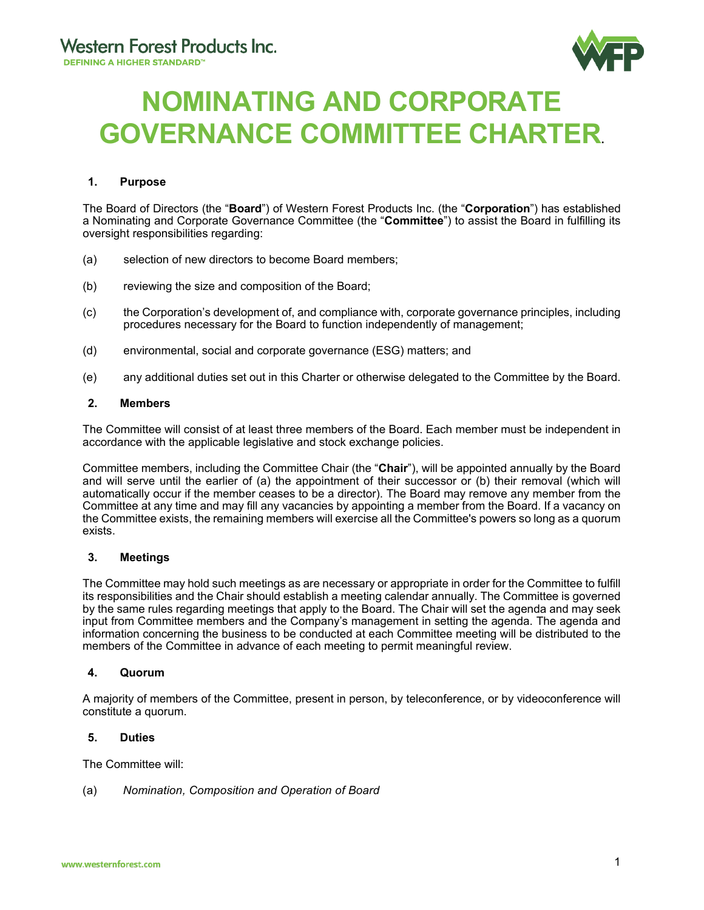# NOMINATING AND CORPORATE GOVERNANCE COMMITTEE CHARTER

## 1. Purpose

The Board of Directors (the "**Board**") of Western Forest Products Inc. (the "**Corporation**") has established a Nominating and Corporate Governance Committee (the "**Committee**") to assist the Board in fulfilling its oversight responsibilities regarding:

(a) selection of new directors to become Board members;

(b) reviewing the size and composition of the Board;

(c) the Corporation's development of, and compliance with, corporate governance principles, including procedures necessary for the Board to function independently of management;

(d) environmental, social and corporate governance (ESG) matters; and

(e) any additional duties set out in this Charter or otherwise delegated to the Committee by the Board.

## 2. Members

The Committee will consist of at least three members of the Board. Each member must be independent in accordance with the applicable legislative and stock exchange policies.

Committee members, including the Committee Chair (the "**Chair**"), will be appointed annually by the Board and will serve until the earlier of (a) the appointment of their successor or (b) their removal (which will automatically occur if the member ceases to be a director). The Board may remove any member from the Committee at any time and may fill any vacancies by appointing a member from the Board. If a vacancy on the Committee exists, the remaining members will exercise all the Committee's powers so long as a quorum exists.

## 3. Meetings

The Committee may hold such meetings as are necessary or appropriate in order for the Committee to fulfill its responsibilities and the Chair should establish a meeting calendar annually. The Committee is governed by the same rules regarding meetings that apply to the Board. The Chair will set the agenda and may seek input from Committee members and the Company's management in setting the agenda. The agenda and information concerning the business to be conducted at each Committee meeting will be distributed to the members of the Committee in advance of each meeting to permit meaningful review.

## 4. Quorum

A majority of members of the Committee, present in person, by teleconference, or by videoconference will constitute a quorum.

## 5. Duties

The Committee will:

(a) *Nomination, Composition and Operation of Board*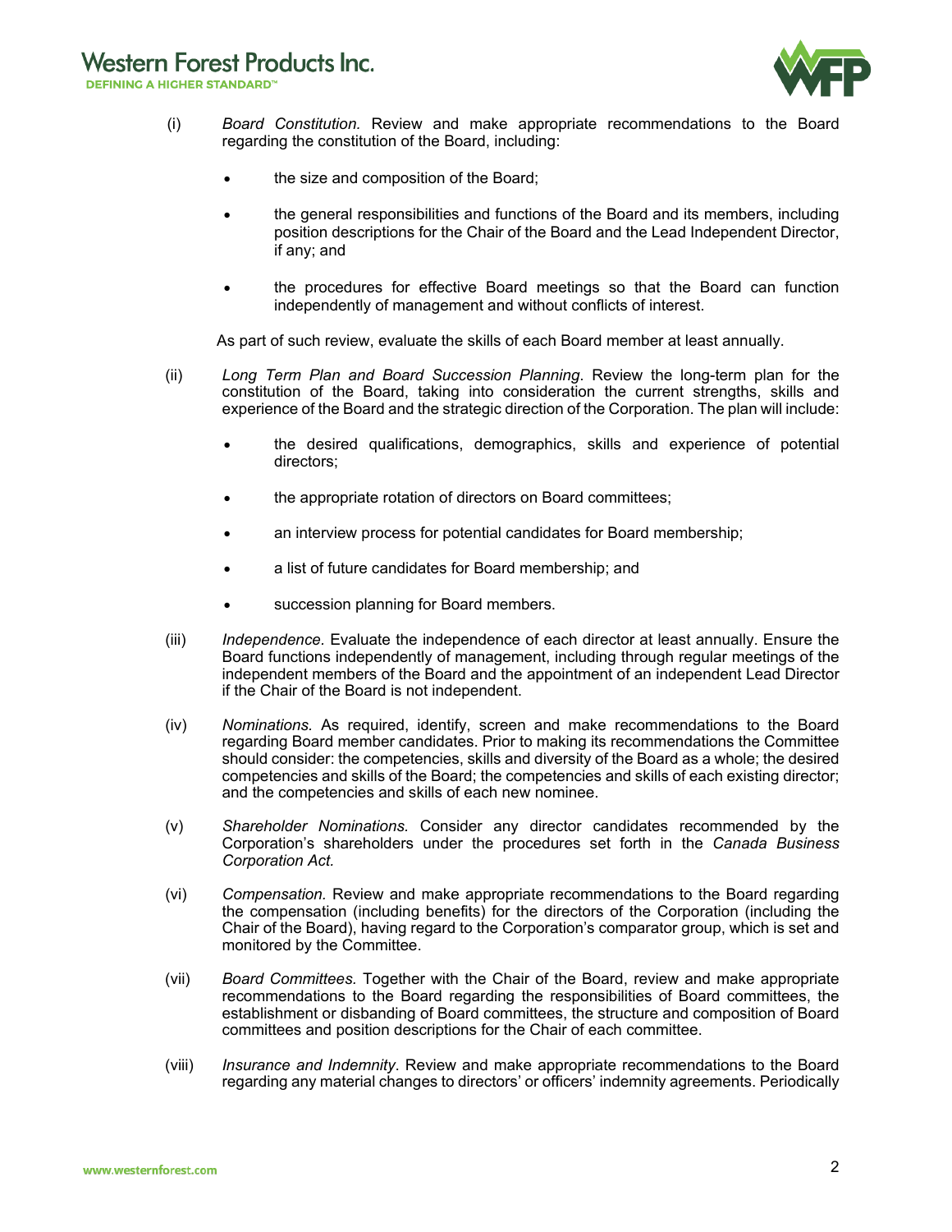(i) *Board Constitution.* Review and make appropriate recommendations to the Board regarding the constitution of the Board, including:

- the size and composition of the Board;
- the general responsibilities and functions of the Board and its members, including position descriptions for the Chair of the Board and the Lead Independent Director, if any; and
- the procedures for effective Board meetings so that the Board can function independently of management and without conflicts of interest.

As part of such review, evaluate the skills of each Board member at least annually.

(ii) *Long Term Plan and Board Succession Planning*. Review the long-term plan for the constitution of the Board, taking into consideration the current strengths, skills and experience of the Board and the strategic direction of the Corporation. The plan will include:

- the desired qualifications, demographics, skills and experience of potential directors;
- the appropriate rotation of directors on Board committees;
- an interview process for potential candidates for Board membership;
- a list of future candidates for Board membership; and
- succession planning for Board members.

(iii) *Independence.* Evaluate the independence of each director at least annually. Ensure the Board functions independently of management, including through regular meetings of the independent members of the Board and the appointment of an independent Lead Director if the Chair of the Board is not independent.

(iv) *Nominations.* As required, identify, screen and make recommendations to the Board regarding Board member candidates. Prior to making its recommendations the Committee should consider: the competencies, skills and diversity of the Board as a whole; the desired competencies and skills of the Board; the competencies and skills of each existing director; and the competencies and skills of each new nominee.

(v) *Shareholder Nominations.* Consider any director candidates recommended by the Corporation's shareholders under the procedures set forth in the *Canada Business Corporation Act.*

(vi) *Compensation.* Review and make appropriate recommendations to the Board regarding the compensation (including benefits) for the directors of the Corporation (including the Chair of the Board), having regard to the Corporation's comparator group, which is set and monitored by the Committee.

(vii) *Board Committees.* Together with the Chair of the Board, review and make appropriate recommendations to the Board regarding the responsibilities of Board committees, the establishment or disbanding of Board committees, the structure and composition of Board committees and position descriptions for the Chair of each committee.

(viii) *Insurance and Indemnity*. Review and make appropriate recommendations to the Board regarding any material changes to directors' or officers' indemnity agreements. Periodically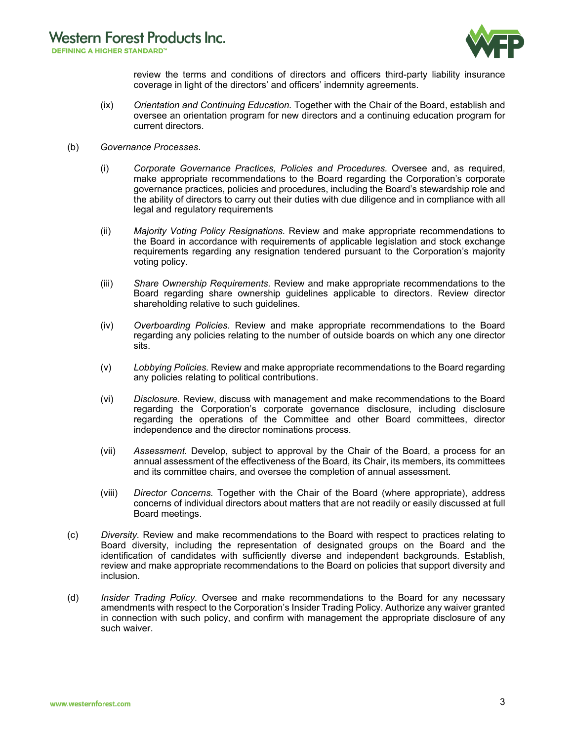review the terms and conditions of directors and officers third-party liability insurance coverage in light of the directors' and officers' indemnity agreements.

(ix) *Orientation and Continuing Education.* Together with the Chair of the Board, establish and oversee an orientation program for new directors and a continuing education program for current directors.

(b) *Governance Processes*.

(i) *Corporate Governance Practices, Policies and Procedures.* Oversee and, as required, make appropriate recommendations to the Board regarding the Corporation's corporate governance practices, policies and procedures, including the Board's stewardship role and the ability of directors to carry out their duties with due diligence and in compliance with all legal and regulatory requirements

(ii) *Majority Voting Policy Resignations.* Review and make appropriate recommendations to the Board in accordance with requirements of applicable legislation and stock exchange requirements regarding any resignation tendered pursuant to the Corporation's majority voting policy.

(iii) *Share Ownership Requirements*. Review and make appropriate recommendations to the Board regarding share ownership guidelines applicable to directors. Review director shareholding relative to such guidelines.

(iv) *Overboarding Policies.* Review and make appropriate recommendations to the Board regarding any policies relating to the number of outside boards on which any one director sits.

(v) *Lobbying Policies.* Review and make appropriate recommendations to the Board regarding any policies relating to political contributions.

(vi) *Disclosure.* Review, discuss with management and make recommendations to the Board regarding the Corporation's corporate governance disclosure, including disclosure regarding the operations of the Committee and other Board committees, director independence and the director nominations process.

(vii) *Assessment.* Develop, subject to approval by the Chair of the Board, a process for an annual assessment of the effectiveness of the Board, its Chair, its members, its committees and its committee chairs, and oversee the completion of annual assessment.

(viii) *Director Concerns.* Together with the Chair of the Board (where appropriate), address concerns of individual directors about matters that are not readily or easily discussed at full Board meetings.

(c) *Diversity.* Review and make recommendations to the Board with respect to practices relating to Board diversity, including the representation of designated groups on the Board and the identification of candidates with sufficiently diverse and independent backgrounds. Establish, review and make appropriate recommendations to the Board on policies that support diversity and inclusion.

(d) *Insider Trading Policy.* Oversee and make recommendations to the Board for any necessary amendments with respect to the Corporation's Insider Trading Policy. Authorize any waiver granted in connection with such policy, and confirm with management the appropriate disclosure of any such waiver.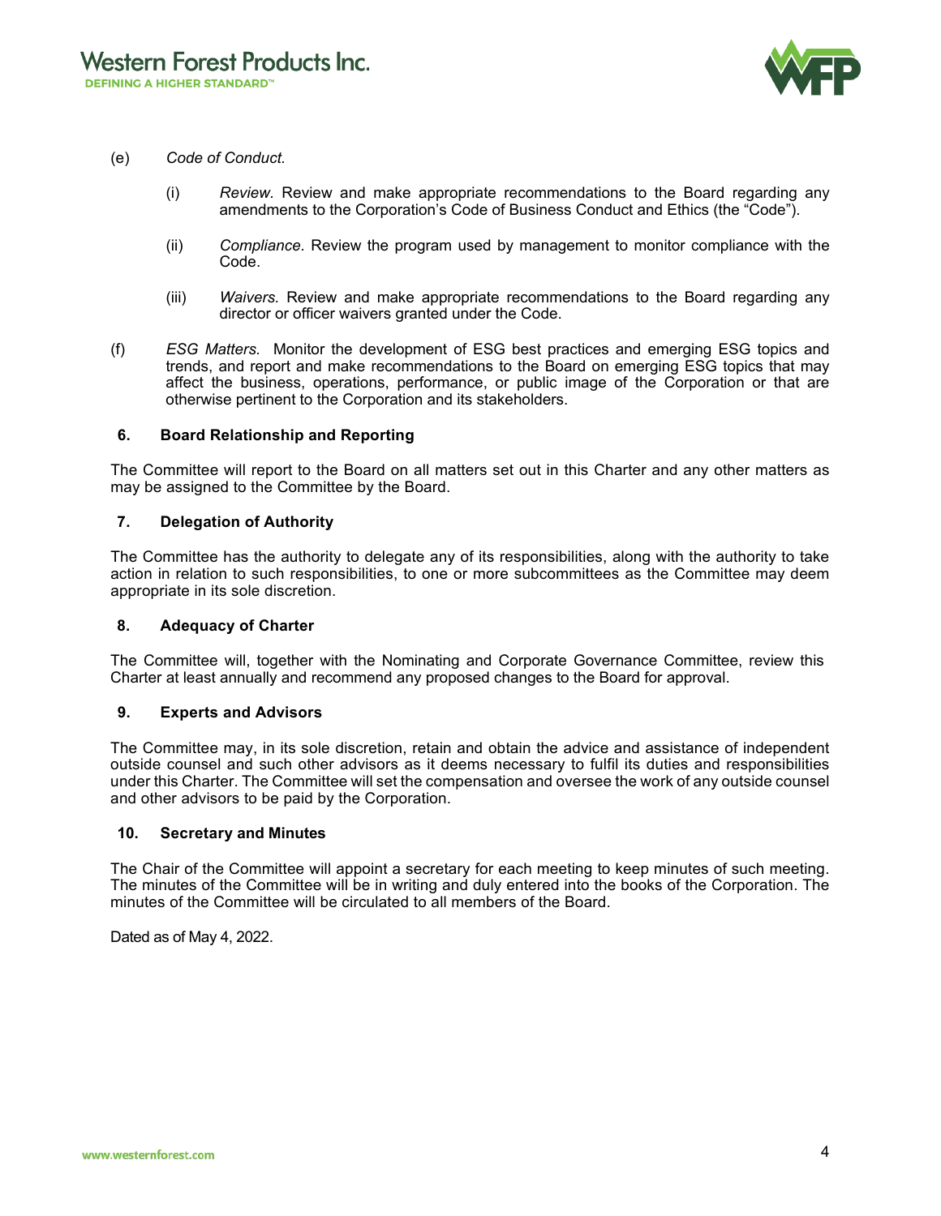(e) *Code of Conduct.*

(i) *Review.* Review and make appropriate recommendations to the Board regarding any amendments to the Corporation's Code of Business Conduct and Ethics (the "Code").

(ii) *Compliance*. Review the program used by management to monitor compliance with the Code.

(iii) *Waivers.* Review and make appropriate recommendations to the Board regarding any director or officer waivers granted under the Code.

(f) *ESG Matters.* Monitor the development of ESG best practices and emerging ESG topics and trends, and report and make recommendations to the Board on emerging ESG topics that may affect the business, operations, performance, or public image of the Corporation or that are otherwise pertinent to the Corporation and its stakeholders.

### 6. Board Relationship and Reporting

The Committee will report to the Board on all matters set out in this Charter and any other matters as may be assigned to the Committee by the Board.

### 7. Delegation of Authority

The Committee has the authority to delegate any of its responsibilities, along with the authority to take action in relation to such responsibilities, to one or more subcommittees as the Committee may deem appropriate in its sole discretion.

### 8. Adequacy of Charter

The Committee will, together with the Nominating and Corporate Governance Committee, review this Charter at least annually and recommend any proposed changes to the Board for approval.

### 9. Experts and Advisors

The Committee may, in its sole discretion, retain and obtain the advice and assistance of independent outside counsel and such other advisors as it deems necessary to fulfil its duties and responsibilities under this Charter. The Committee will set the compensation and oversee the work of any outside counsel and other advisors to be paid by the Corporation.

### 10. Secretary and Minutes

The Chair of the Committee will appoint a secretary for each meeting to keep minutes of such meeting. The minutes of the Committee will be in writing and duly entered into the books of the Corporation. The minutes of the Committee will be circulated to all members of the Board.

Dated as of May 4, 2022.